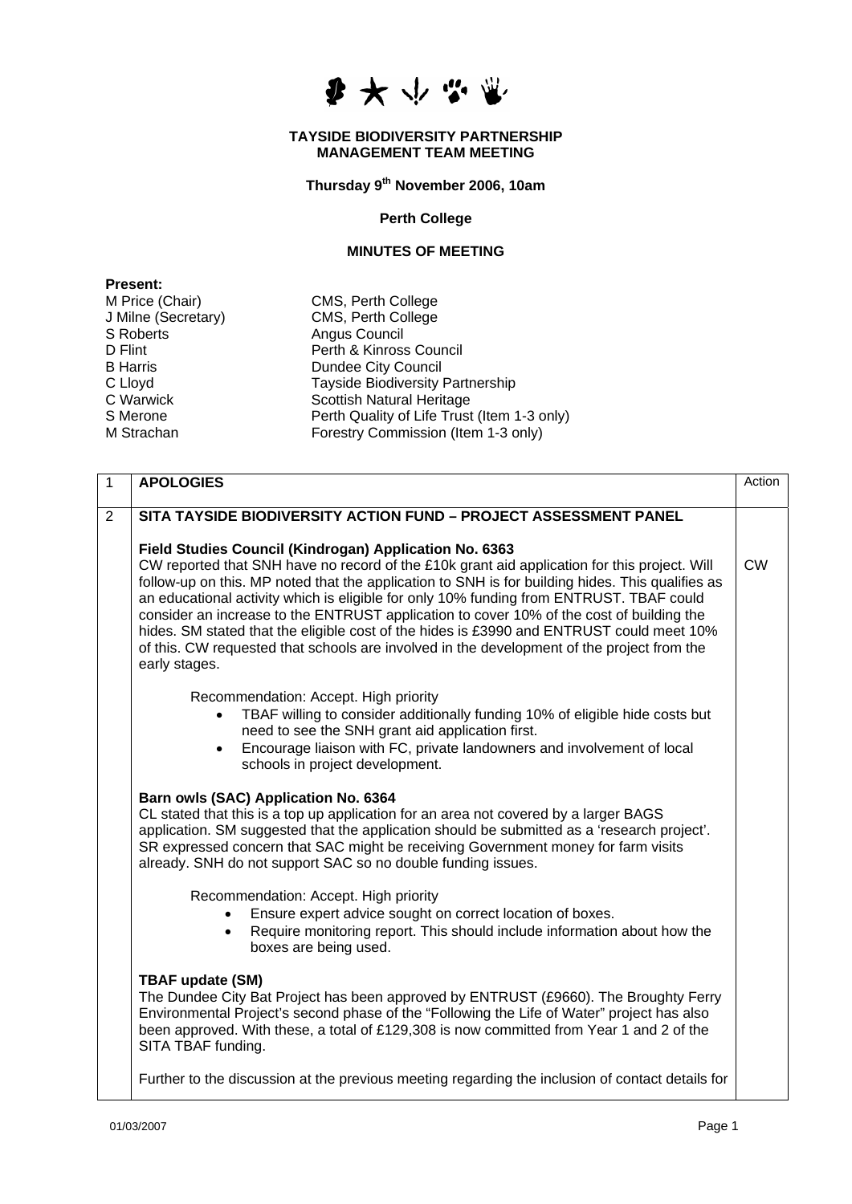# TAYSIDE BIODIVERSITY PARTNERSHIP
# MANAGEMENT TEAM MEETING

**Thursday 9th November 2006, 10am**

**Perth College**

**MINUTES OF MEETING**

**Present:**

| | |
|---|---|
| M Price (Chair) | CMS, Perth College |
| J Milne (Secretary) | CMS, Perth College |
| S Roberts | Angus Council |
| D Flint | Perth & Kinross Council |
| B Harris | Dundee City Council |
| C Lloyd | Tayside Biodiversity Partnership |
| C Warwick | Scottish Natural Heritage |
| S Merone | Perth Quality of Life Trust (Item 1-3 only) |
| M Strachan | Forestry Commission (Item 1-3 only) |

| | | Action |
|---|---|---|
| 1 | **APOLOGIES** | |
| 2 | **SITA TAYSIDE BIODIVERSITY ACTION FUND – PROJECT ASSESSMENT PANEL**<br><br>**Field Studies Council (Kindrogan) Application No. 6363**<br>CW reported that SNH have no record of the £10k grant aid application for this project. Will follow-up on this. MP noted that the application to SNH is for building hides. This qualifies as an educational activity which is eligible for only 10% funding from ENTRUST. TBAF could consider an increase to the ENTRUST application to cover 10% of the cost of building the hides. SM stated that the eligible cost of the hides is £3990 and ENTRUST could meet 10% of this. CW requested that schools are involved in the development of the project from the early stages.<br><br>Recommendation: Accept. High priority<br>• TBAF willing to consider additionally funding 10% of eligible hide costs but need to see the SNH grant aid application first.<br>• Encourage liaison with FC, private landowners and involvement of local schools in project development.<br><br>**Barn owls (SAC) Application No. 6364**<br>CL stated that this is a top up application for an area not covered by a larger BAGS application. SM suggested that the application should be submitted as a 'research project'. SR expressed concern that SAC might be receiving Government money for farm visits already. SNH do not support SAC so no double funding issues.<br><br>Recommendation: Accept. High priority<br>• Ensure expert advice sought on correct location of boxes.<br>• Require monitoring report. This should include information about how the boxes are being used.<br><br>**TBAF update (SM)**<br>The Dundee City Bat Project has been approved by ENTRUST (£9660). The Broughty Ferry Environmental Project's second phase of the "Following the Life of Water" project has also been approved. With these, a total of £129,308 is now committed from Year 1 and 2 of the SITA TBAF funding.<br><br>Further to the discussion at the previous meeting regarding the inclusion of contact details for | CW |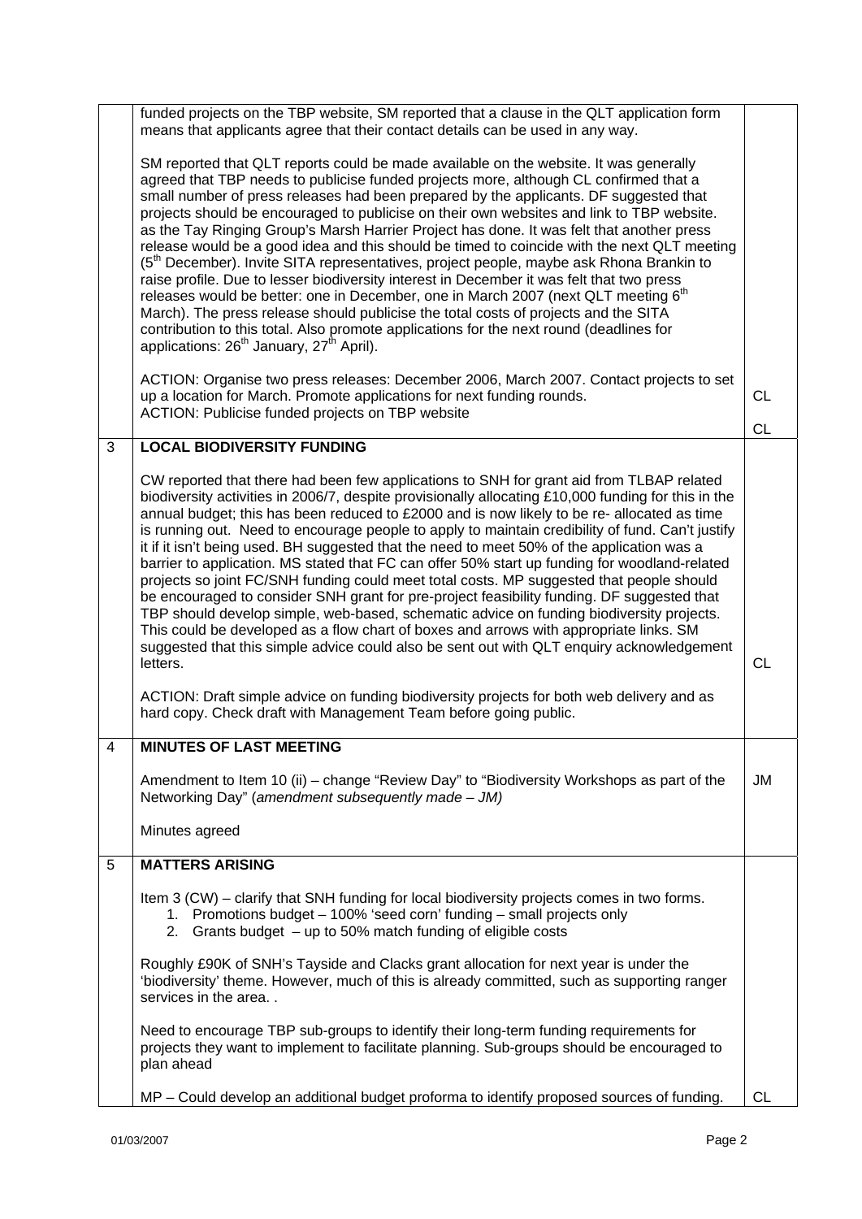| | | |
|---|---|---|
| | funded projects on the TBP website, SM reported that a clause in the QLT application form means that applicants agree that their contact details can be used in any way.<br><br>SM reported that QLT reports could be made available on the website. It was generally agreed that TBP needs to publicise funded projects more, although CL confirmed that a small number of press releases had been prepared by the applicants. DF suggested that projects should be encouraged to publicise on their own websites and link to TBP website. as the Tay Ringing Group's Marsh Harrier Project has done. It was felt that another press release would be a good idea and this should be timed to coincide with the next QLT meeting (5th December). Invite SITA representatives, project people, maybe ask Rhona Brankin to raise profile. Due to lesser biodiversity interest in December it was felt that two press releases would be better: one in December, one in March 2007 (next QLT meeting 6th March). The press release should publicise the total costs of projects and the SITA contribution to this total. Also promote applications for the next round (deadlines for applications: 26th January, 27th April).<br><br>ACTION: Organise two press releases: December 2006, March 2007. Contact projects to set up a location for March. Promote applications for next funding rounds.<br>ACTION: Publicise funded projects on TBP website | CL<br><br>CL |
| 3 | **LOCAL BIODIVERSITY FUNDING**<br><br>CW reported that there had been few applications to SNH for grant aid from TLBAP related biodiversity activities in 2006/7, despite provisionally allocating £10,000 funding for this in the annual budget; this has been reduced to £2000 and is now likely to be re- allocated as time is running out. Need to encourage people to apply to maintain credibility of fund. Can't justify it if it isn't being used. BH suggested that the need to meet 50% of the application was a barrier to application. MS stated that FC can offer 50% start up funding for woodland-related projects so joint FC/SNH funding could meet total costs. MP suggested that people should be encouraged to consider SNH grant for pre-project feasibility funding. DF suggested that TBP should develop simple, web-based, schematic advice on funding biodiversity projects. This could be developed as a flow chart of boxes and arrows with appropriate links. SM suggested that this simple advice could also be sent out with QLT enquiry acknowledgement letters.<br><br>ACTION: Draft simple advice on funding biodiversity projects for both web delivery and as hard copy. Check draft with Management Team before going public. | CL |
| 4 | **MINUTES OF LAST MEETING**<br><br>Amendment to Item 10 (ii) – change "Review Day" to "Biodiversity Workshops as part of the Networking Day" (*amendment subsequently made – JM)*<br><br>Minutes agreed | JM |
| 5 | **MATTERS ARISING**<br><br>Item 3 (CW) – clarify that SNH funding for local biodiversity projects comes in two forms.<br>1. Promotions budget – 100% 'seed corn' funding – small projects only<br>2. Grants budget – up to 50% match funding of eligible costs<br><br>Roughly £90K of SNH's Tayside and Clacks grant allocation for next year is under the 'biodiversity' theme. However, much of this is already committed, such as supporting ranger services in the area. .<br><br>Need to encourage TBP sub-groups to identify their long-term funding requirements for projects they want to implement to facilitate planning. Sub-groups should be encouraged to plan ahead<br><br>MP – Could develop an additional budget proforma to identify proposed sources of funding. | CL |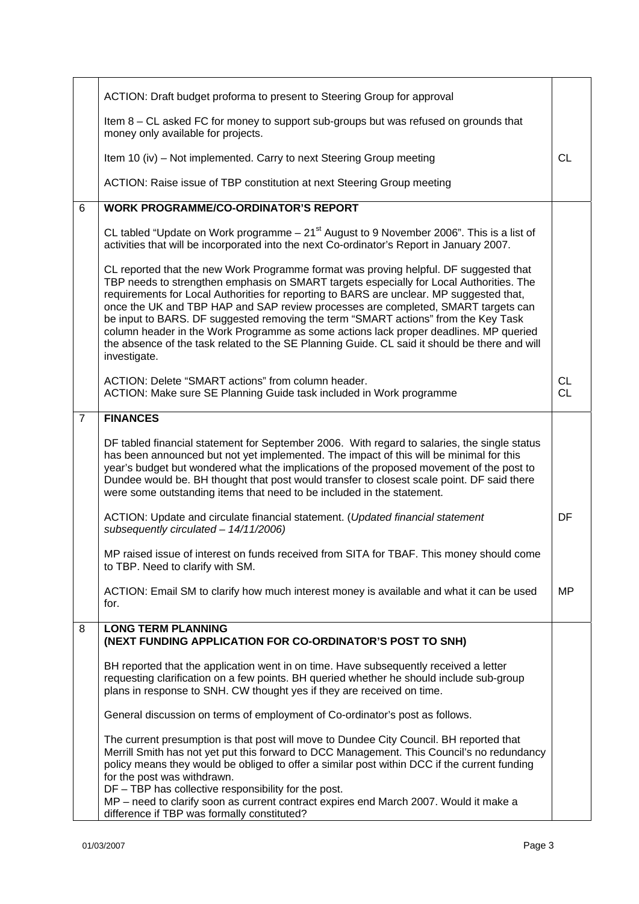| | | |
|---|---|---|
| | ACTION: Draft budget proforma to present to Steering Group for approval<br><br>Item 8 – CL asked FC for money to support sub-groups but was refused on grounds that money only available for projects.<br><br>Item 10 (iv) – Not implemented. Carry to next Steering Group meeting<br><br>ACTION: Raise issue of TBP constitution at next Steering Group meeting | <br><br><br><br><br>CL |
| 6 | **WORK PROGRAMME/CO-ORDINATOR'S REPORT**<br><br>CL tabled "Update on Work programme – 21st August to 9 November 2006". This is a list of activities that will be incorporated into the next Co-ordinator's Report in January 2007.<br><br>CL reported that the new Work Programme format was proving helpful. DF suggested that TBP needs to strengthen emphasis on SMART targets especially for Local Authorities. The requirements for Local Authorities for reporting to BARS are unclear. MP suggested that, once the UK and TBP HAP and SAP review processes are completed, SMART targets can be input to BARS. DF suggested removing the term "SMART actions" from the Key Task column header in the Work Programme as some actions lack proper deadlines. MP queried the absence of the task related to the SE Planning Guide. CL said it should be there and will investigate.<br><br>ACTION: Delete "SMART actions" from column header.<br>ACTION: Make sure SE Planning Guide task included in Work programme | <br><br><br><br><br><br><br><br><br><br><br><br><br>CL<br>CL |
| 7 | **FINANCES**<br><br>DF tabled financial statement for September 2006. With regard to salaries, the single status has been announced but not yet implemented. The impact of this will be minimal for this year's budget but wondered what the implications of the proposed movement of the post to Dundee would be. BH thought that post would transfer to closest scale point. DF said there were some outstanding items that need to be included in the statement.<br><br>ACTION: Update and circulate financial statement. (*Updated financial statement subsequently circulated – 14/11/2006)*<br><br>MP raised issue of interest on funds received from SITA for TBAF. This money should come to TBP. Need to clarify with SM.<br><br>ACTION: Email SM to clarify how much interest money is available and what it can be used for. | <br><br><br><br><br><br><br>DF<br><br><br><br><br>MP |
| 8 | **LONG TERM PLANNING**<br>**(NEXT FUNDING APPLICATION FOR CO-ORDINATOR'S POST TO SNH)**<br><br>BH reported that the application went in on time. Have subsequently received a letter requesting clarification on a few points. BH queried whether he should include sub-group plans in response to SNH. CW thought yes if they are received on time.<br><br>General discussion on terms of employment of Co-ordinator's post as follows.<br><br>The current presumption is that post will move to Dundee City Council. BH reported that Merrill Smith has not yet put this forward to DCC Management. This Council's no redundancy policy means they would be obliged to offer a similar post within DCC if the current funding for the post was withdrawn.<br>DF – TBP has collective responsibility for the post.<br>MP – need to clarify soon as current contract expires end March 2007. Would it make a difference if TBP was formally constituted? | |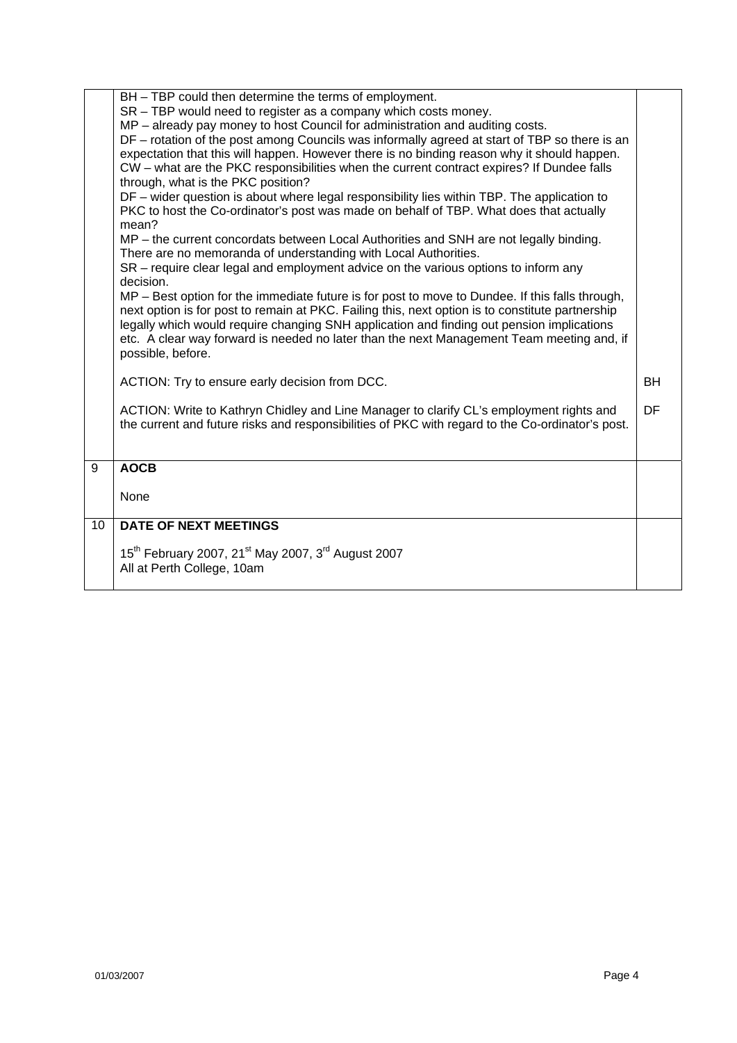| | | |
|---|---|---|
| | BH – TBP could then determine the terms of employment.<br>SR – TBP would need to register as a company which costs money.<br>MP – already pay money to host Council for administration and auditing costs.<br>DF – rotation of the post among Councils was informally agreed at start of TBP so there is an expectation that this will happen. However there is no binding reason why it should happen.<br>CW – what are the PKC responsibilities when the current contract expires? If Dundee falls through, what is the PKC position?<br>DF – wider question is about where legal responsibility lies within TBP. The application to PKC to host the Co-ordinator's post was made on behalf of TBP. What does that actually mean?<br>MP – the current concordats between Local Authorities and SNH are not legally binding. There are no memoranda of understanding with Local Authorities.<br>SR – require clear legal and employment advice on the various options to inform any decision.<br>MP – Best option for the immediate future is for post to move to Dundee. If this falls through, next option is for post to remain at PKC. Failing this, next option is to constitute partnership legally which would require changing SNH application and finding out pension implications etc. A clear way forward is needed no later than the next Management Team meeting and, if possible, before. | |
| | ACTION: Try to ensure early decision from DCC. | BH |
| | ACTION: Write to Kathryn Chidley and Line Manager to clarify CL's employment rights and the current and future risks and responsibilities of PKC with regard to the Co-ordinator's post. | DF |
| 9 | **AOCB**<br><br>None | |
| 10 | **DATE OF NEXT MEETINGS**<br><br>15th February 2007, 21st May 2007, 3rd August 2007<br>All at Perth College, 10am | |